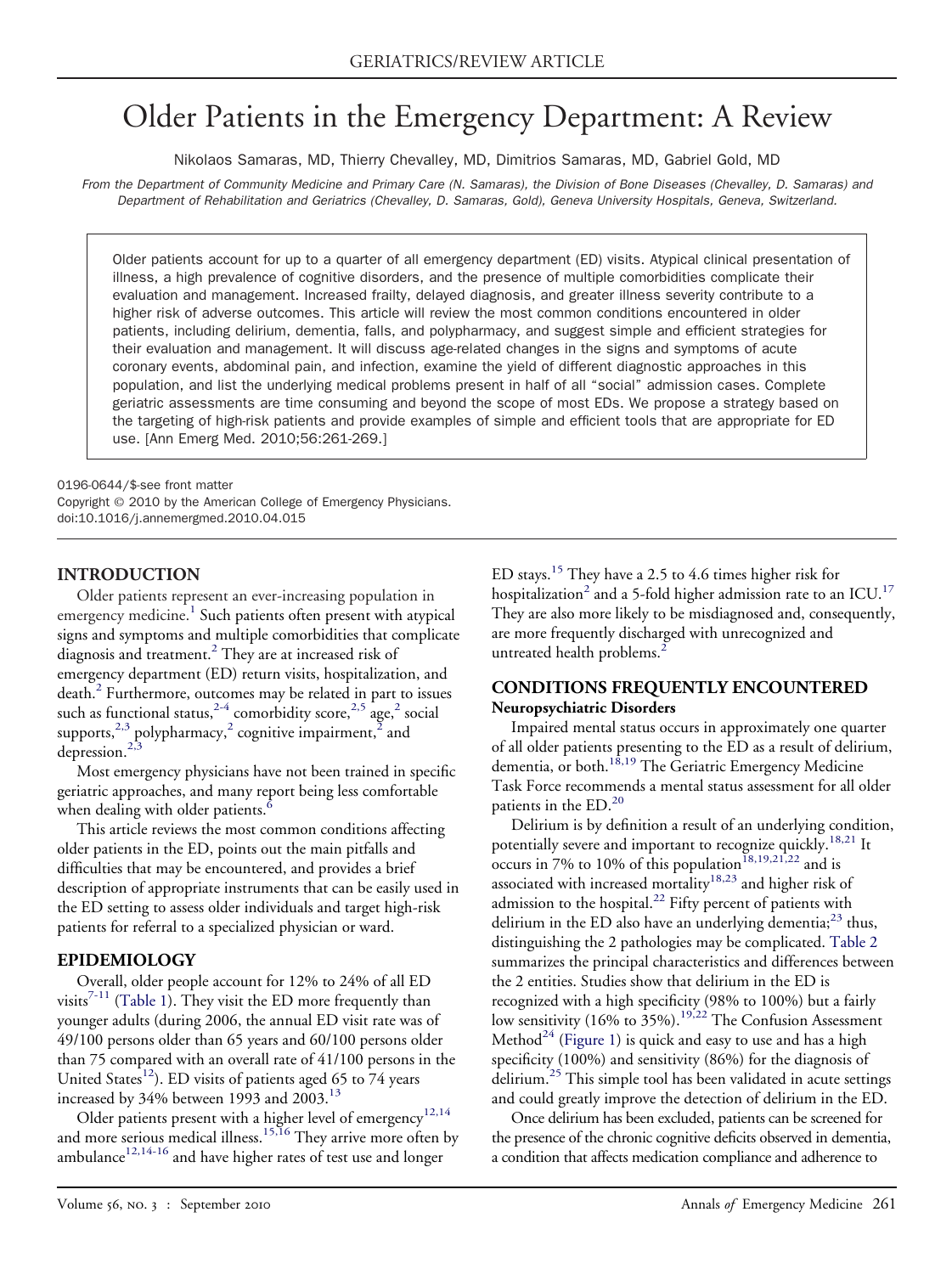# Older Patients in the Emergency Department: A Review

Nikolaos Samaras, MD, Thierry Chevalley, MD, Dimitrios Samaras, MD, Gabriel Gold, MD

*From the Department of Community Medicine and Primary Care (N. Samaras), the Division of Bone Diseases (Chevalley, D. Samaras) and Department of Rehabilitation and Geriatrics (Chevalley, D. Samaras, Gold), Geneva University Hospitals, Geneva, Switzerland.*

Older patients account for up to a quarter of all emergency department (ED) visits. Atypical clinical presentation of illness, a high prevalence of cognitive disorders, and the presence of multiple comorbidities complicate their evaluation and management. Increased frailty, delayed diagnosis, and greater illness severity contribute to a higher risk of adverse outcomes. This article will review the most common conditions encountered in older patients, including delirium, dementia, falls, and polypharmacy, and suggest simple and efficient strategies for their evaluation and management. It will discuss age-related changes in the signs and symptoms of acute coronary events, abdominal pain, and infection, examine the yield of different diagnostic approaches in this population, and list the underlying medical problems present in half of all "social" admission cases. Complete geriatric assessments are time consuming and beyond the scope of most EDs. We propose a strategy based on the targeting of high-risk patients and provide examples of simple and efficient tools that are appropriate for ED use. [Ann Emerg Med. 2010;56:261-269.]

0196-0644/$-see front matter
Copyright © 2010 by the American College of Emergency Physicians.
doi:10.1016/j.annemergmed.2010.04.015

## INTRODUCTION

Older patients represent an ever-increasing population in emergency medicine.[1] Such patients often present with atypical signs and symptoms and multiple comorbidities that complicate diagnosis and treatment.[2] They are at increased risk of emergency department (ED) return visits, hospitalization, and death.[2] Furthermore, outcomes may be related in part to issues such as functional status,[2-4] comorbidity score,[2,5] age,[2] social supports,[2,3] polypharmacy,[2] cognitive impairment,[2] and depression.[2,3]

Most emergency physicians have not been trained in specific geriatric approaches, and many report being less comfortable when dealing with older patients.[6]

This article reviews the most common conditions affecting older patients in the ED, points out the main pitfalls and difficulties that may be encountered, and provides a brief description of appropriate instruments that can be easily used in the ED setting to assess older individuals and target high-risk patients for referral to a specialized physician or ward.

## EPIDEMIOLOGY

Overall, older people account for 12% to 24% of all ED visits[7-11] (Table 1). They visit the ED more frequently than younger adults (during 2006, the annual ED visit rate was of 49/100 persons older than 65 years and 60/100 persons older than 75 compared with an overall rate of 41/100 persons in the United States[12]). ED visits of patients aged 65 to 74 years increased by 34% between 1993 and 2003.[13]

Older patients present with a higher level of emergency[12,14] and more serious medical illness.[15,16] They arrive more often by ambulance[12,14-16] and have higher rates of test use and longer ED stays.[15] They have a 2.5 to 4.6 times higher risk for hospitalization[2] and a 5-fold higher admission rate to an ICU.[17] They are also more likely to be misdiagnosed and, consequently, are more frequently discharged with unrecognized and untreated health problems.[2]

## CONDITIONS FREQUENTLY ENCOUNTERED

### Neuropsychiatric Disorders

Impaired mental status occurs in approximately one quarter of all older patients presenting to the ED as a result of delirium, dementia, or both.[18,19] The Geriatric Emergency Medicine Task Force recommends a mental status assessment for all older patients in the ED.[20]

Delirium is by definition a result of an underlying condition, potentially severe and important to recognize quickly.[18,21] It occurs in 7% to 10% of this population[18,19,21,22] and is associated with increased mortality[18,23] and higher risk of admission to the hospital.[22] Fifty percent of patients with delirium in the ED also have an underlying dementia;[23] thus, distinguishing the 2 pathologies may be complicated. Table 2 summarizes the principal characteristics and differences between the 2 entities. Studies show that delirium in the ED is recognized with a high specificity (98% to 100%) but a fairly low sensitivity (16% to 35%).[19,22] The Confusion Assessment Method[24] (Figure 1) is quick and easy to use and has a high specificity (100%) and sensitivity (86%) for the diagnosis of delirium.[25] This simple tool has been validated in acute settings and could greatly improve the detection of delirium in the ED.

Once delirium has been excluded, patients can be screened for the presence of the chronic cognitive deficits observed in dementia, a condition that affects medication compliance and adherence to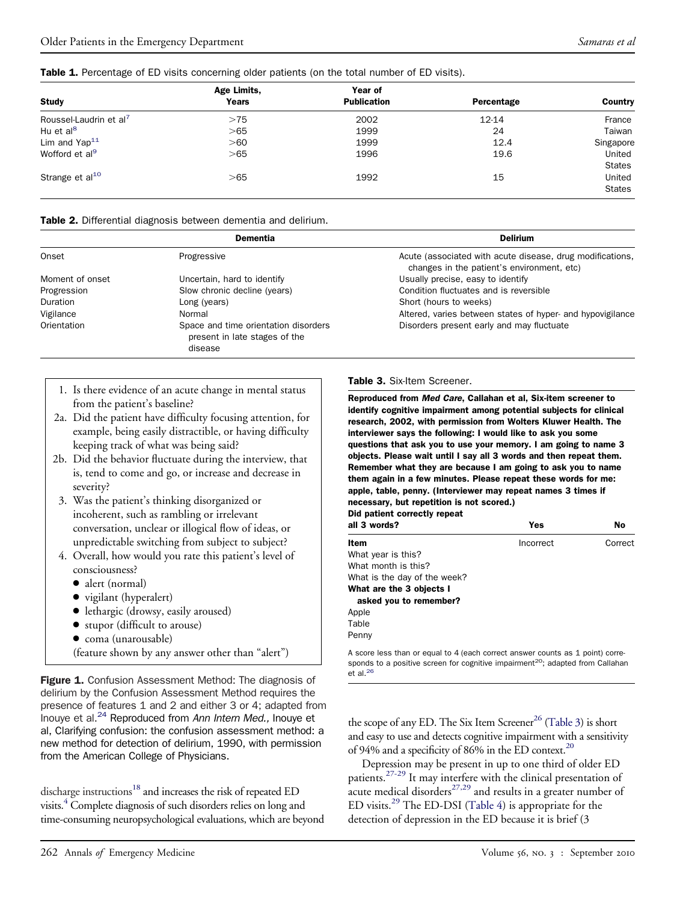**Table 1.** Percentage of ED visits concerning older patients (on the total number of ED visits).

| Study | Age Limits, Years | Year of Publication | Percentage | Country |
|---|---|---|---|---|
| Roussel-Laudrin et al[7] | >75 | 2002 | 12-14 | France |
| Hu et al[8] | >65 | 1999 | 24 | Taiwan |
| Lim and Yap[11] | >60 | 1999 | 12.4 | Singapore |
| Wofford et al[9] | >65 | 1996 | 19.6 | United States |
| Strange et al[10] | >65 | 1992 | 15 | United States |

**Table 2.** Differential diagnosis between dementia and delirium.

| | Dementia | Delirium |
|---|---|---|
| Onset | Progressive | Acute (associated with acute disease, drug modifications, changes in the patient's environment, etc) |
| Moment of onset | Uncertain, hard to identify | Usually precise, easy to identify |
| Progression | Slow chronic decline (years) | Condition fluctuates and is reversible |
| Duration | Long (years) | Short (hours to weeks) |
| Vigilance | Normal | Altered, varies between states of hyper- and hypovigilance |
| Orientation | Space and time orientation disorders present in late stages of the disease | Disorders present early and may fluctuate |

1. Is there evidence of an acute change in mental status from the patient's baseline?

2a. Did the patient have difficulty focusing attention, for example, being easily distractible, or having difficulty keeping track of what was being said?

2b. Did the behavior fluctuate during the interview, that is, tend to come and go, or increase and decrease in severity?

3. Was the patient's thinking disorganized or incoherent, such as rambling or irrelevant conversation, unclear or illogical flow of ideas, or unpredictable switching from subject to subject?

4. Overall, how would you rate this patient's level of consciousness?
   - alert (normal)
   - vigilant (hyperalert)
   - lethargic (drowsy, easily aroused)
   - stupor (difficult to arouse)
   - coma (unarousable)

   (feature shown by any answer other than "alert")

**Figure 1.** Confusion Assessment Method: The diagnosis of delirium by the Confusion Assessment Method requires the presence of features 1 and 2 and either 3 or 4; adapted from Inouye et al.[24] Reproduced from *Ann Intern Med.,* Inouye et al, Clarifying confusion: the confusion assessment method: a new method for detection of delirium, 1990, with permission from the American College of Physicians.

discharge instructions[18] and increases the risk of repeated ED visits.[4] Complete diagnosis of such disorders relies on long and time-consuming neuropsychological evaluations, which are beyond the scope of any ED. The Six Item Screener[26] (Table 3) is short and easy to use and detects cognitive impairment with a sensitivity of 94% and a specificity of 86% in the ED context.[20]

**Table 3.** Six-Item Screener.

**Reproduced from *Med Care*, Callahan et al, Six-item screener to identify cognitive impairment among potential subjects for clinical research, 2002, with permission from Wolters Kluwer Health. The interviewer says the following: I would like to ask you some questions that ask you to use your memory. I am going to name 3 objects. Please wait until I say all 3 words and then repeat them. Remember what they are because I am going to ask you to name them again in a few minutes. Please repeat these words for me: apple, table, penny. (Interviewer may repeat names 3 times if necessary, but repetition is not scored.)**

| **Did patient correctly repeat all 3 words?** | **Yes** | **No** |
|---|---|---|
| **Item** | Incorrect | Correct |
| What year is this? | | |
| What month is this? | | |
| What is the day of the week? | | |
| **What are the 3 objects I asked you to remember?** | | |
| Apple | | |
| Table | | |
| Penny | | |

A score less than or equal to 4 (each correct answer counts as 1 point) corresponds to a positive screen for cognitive impairment[20]; adapted from Callahan et al.[26]

Depression may be present in up to one third of older ED patients.[27-29] It may interfere with the clinical presentation of acute medical disorders[27,29] and results in a greater number of ED visits.[29] The ED-DSI (Table 4) is appropriate for the detection of depression in the ED because it is brief (3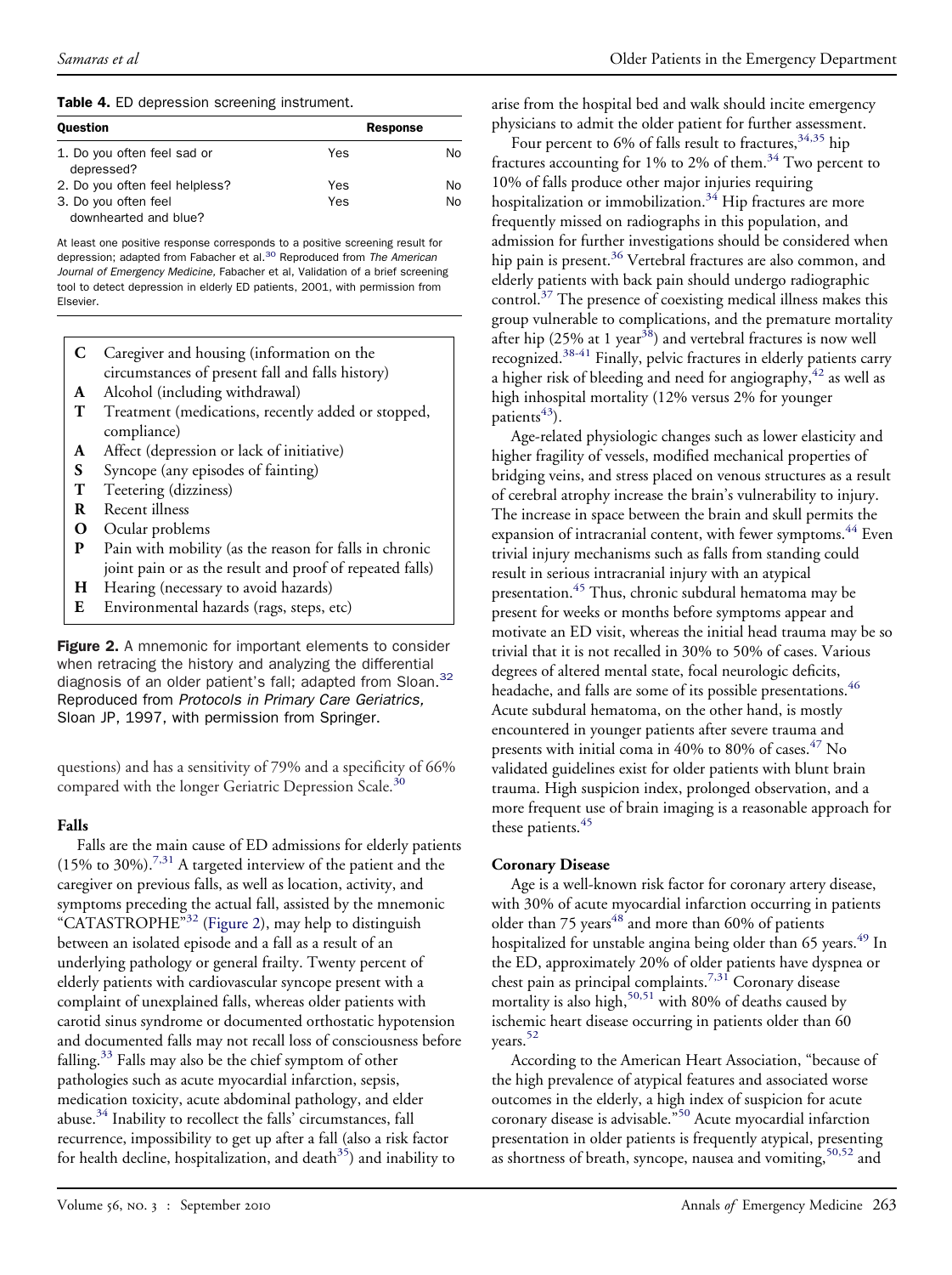**Table 4.** ED depression screening instrument.

| Question | Response | |
|---|---|---|
| 1. Do you often feel sad or depressed? | Yes | No |
| 2. Do you often feel helpless? | Yes | No |
| 3. Do you often feel downhearted and blue? | Yes | No |

At least one positive response corresponds to a positive screening result for depression; adapted from Fabacher et al.[30] Reproduced from *The American Journal of Emergency Medicine*, Fabacher et al, Validation of a brief screening tool to detect depression in elderly ED patients, 2001, with permission from Elsevier.

| | |
|---|---|
| **C** | Caregiver and housing (information on the circumstances of present fall and falls history) |
| **A** | Alcohol (including withdrawal) |
| **T** | Treatment (medications, recently added or stopped, compliance) |
| **A** | Affect (depression or lack of initiative) |
| **S** | Syncope (any episodes of fainting) |
| **T** | Teetering (dizziness) |
| **R** | Recent illness |
| **O** | Ocular problems |
| **P** | Pain with mobility (as the reason for falls in chronic joint pain or as the result and proof of repeated falls) |
| **H** | Hearing (necessary to avoid hazards) |
| **E** | Environmental hazards (rags, steps, etc) |

**Figure 2.** A mnemonic for important elements to consider when retracing the history and analyzing the differential diagnosis of an older patient's fall; adapted from Sloan.[32] Reproduced from *Protocols in Primary Care Geriatrics*, Sloan JP, 1997, with permission from Springer.

questions) and has a sensitivity of 79% and a specificity of 66% compared with the longer Geriatric Depression Scale.[30]

### Falls

Falls are the main cause of ED admissions for elderly patients (15% to 30%).[7,31] A targeted interview of the patient and the caregiver on previous falls, as well as location, activity, and symptoms preceding the actual fall, assisted by the mnemonic "CATASTROPHE"[32] (Figure 2), may help to distinguish between an isolated episode and a fall as a result of an underlying pathology or general frailty. Twenty percent of elderly patients with cardiovascular syncope present with a complaint of unexplained falls, whereas older patients with carotid sinus syndrome or documented orthostatic hypotension and documented falls may not recall loss of consciousness before falling.[33] Falls may also be the chief symptom of other pathologies such as acute myocardial infarction, sepsis, medication toxicity, acute abdominal pathology, and elder abuse.[34] Inability to recollect the falls' circumstances, fall recurrence, impossibility to get up after a fall (also a risk factor for health decline, hospitalization, and death[35]) and inability to arise from the hospital bed and walk should incite emergency physicians to admit the older patient for further assessment.

Four percent to 6% of falls result to fractures,[34,35] hip fractures accounting for 1% to 2% of them.[34] Two percent to 10% of falls produce other major injuries requiring hospitalization or immobilization.[34] Hip fractures are more frequently missed on radiographs in this population, and admission for further investigations should be considered when hip pain is present.[36] Vertebral fractures are also common, and elderly patients with back pain should undergo radiographic control.[37] The presence of coexisting medical illness makes this group vulnerable to complications, and the premature mortality after hip (25% at 1 year[38]) and vertebral fractures is now well recognized.[38-41] Finally, pelvic fractures in elderly patients carry a higher risk of bleeding and need for angiography,[42] as well as high inhospital mortality (12% versus 2% for younger patients[43]).

Age-related physiologic changes such as lower elasticity and higher fragility of vessels, modified mechanical properties of bridging veins, and stress placed on venous structures as a result of cerebral atrophy increase the brain's vulnerability to injury. The increase in space between the brain and skull permits the expansion of intracranial content, with fewer symptoms.[44] Even trivial injury mechanisms such as falls from standing could result in serious intracranial injury with an atypical presentation.[45] Thus, chronic subdural hematoma may be present for weeks or months before symptoms appear and motivate an ED visit, whereas the initial head trauma may be so trivial that it is not recalled in 30% to 50% of cases. Various degrees of altered mental state, focal neurologic deficits, headache, and falls are some of its possible presentations.[46] Acute subdural hematoma, on the other hand, is mostly encountered in younger patients after severe trauma and presents with initial coma in 40% to 80% of cases.[47] No validated guidelines exist for older patients with blunt brain trauma. High suspicion index, prolonged observation, and a more frequent use of brain imaging is a reasonable approach for these patients.[45]

### Coronary Disease

Age is a well-known risk factor for coronary artery disease, with 30% of acute myocardial infarction occurring in patients older than 75 years[48] and more than 60% of patients hospitalized for unstable angina being older than 65 years.[49] In the ED, approximately 20% of older patients have dyspnea or chest pain as principal complaints.[7,31] Coronary disease mortality is also high,[50,51] with 80% of deaths caused by ischemic heart disease occurring in patients older than 60 years.[52]

According to the American Heart Association, "because of the high prevalence of atypical features and associated worse outcomes in the elderly, a high index of suspicion for acute coronary disease is advisable."[50] Acute myocardial infarction presentation in older patients is frequently atypical, presenting as shortness of breath, syncope, nausea and vomiting,[50,52] and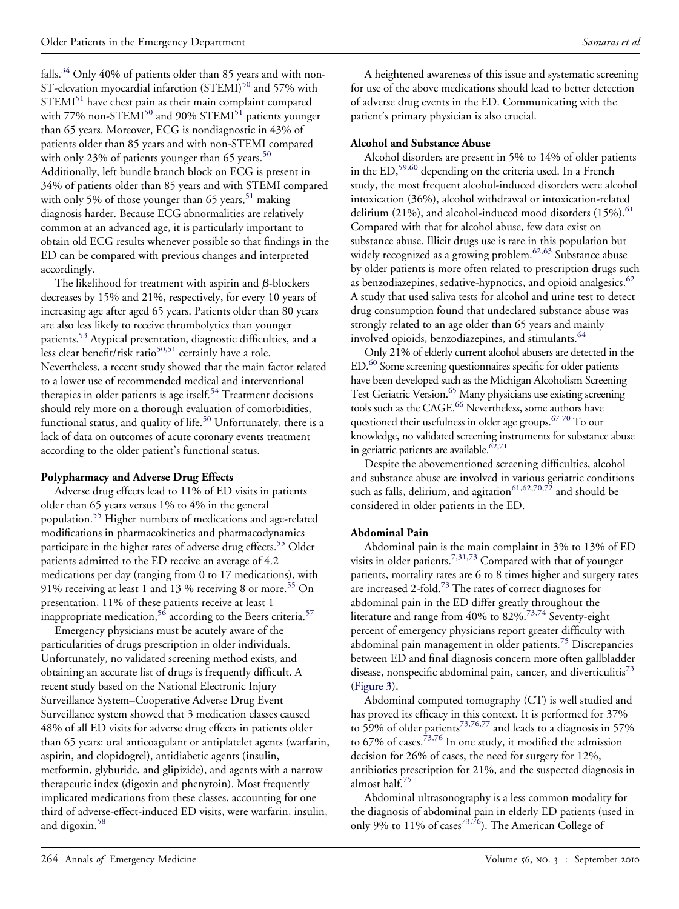falls.[34] Only 40% of patients older than 85 years and with non-ST-elevation myocardial infarction (STEMI)[50] and 57% with STEMI[51] have chest pain as their main complaint compared with 77% non-STEMI[50] and 90% STEMI[51] patients younger than 65 years. Moreover, ECG is nondiagnostic in 43% of patients older than 85 years and with non-STEMI compared with only 23% of patients younger than 65 years.[50] Additionally, left bundle branch block on ECG is present in 34% of patients older than 85 years and with STEMI compared with only 5% of those younger than 65 years,[51] making diagnosis harder. Because ECG abnormalities are relatively common at an advanced age, it is particularly important to obtain old ECG results whenever possible so that findings in the ED can be compared with previous changes and interpreted accordingly.

The likelihood for treatment with aspirin and $\beta$-blockers decreases by 15% and 21%, respectively, for every 10 years of increasing age after aged 65 years. Patients older than 80 years are also less likely to receive thrombolytics than younger patients.[53] Atypical presentation, diagnostic difficulties, and a less clear benefit/risk ratio[50,51] certainly have a role. Nevertheless, a recent study showed that the main factor related to a lower use of recommended medical and interventional therapies in older patients is age itself.[54] Treatment decisions should rely more on a thorough evaluation of comorbidities, functional status, and quality of life.[50] Unfortunately, there is a lack of data on outcomes of acute coronary events treatment according to the older patient's functional status.

**Polypharmacy and Adverse Drug Effects**

Adverse drug effects lead to 11% of ED visits in patients older than 65 years versus 1% to 4% in the general population.[55] Higher numbers of medications and age-related modifications in pharmacokinetics and pharmacodynamics participate in the higher rates of adverse drug effects.[55] Older patients admitted to the ED receive an average of 4.2 medications per day (ranging from 0 to 17 medications), with 91% receiving at least 1 and 13 % receiving 8 or more.[55] On presentation, 11% of these patients receive at least 1 inappropriate medication,[56] according to the Beers criteria.[57]

Emergency physicians must be acutely aware of the particularities of drugs prescription in older individuals. Unfortunately, no validated screening method exists, and obtaining an accurate list of drugs is frequently difficult. A recent study based on the National Electronic Injury Surveillance System–Cooperative Adverse Drug Event Surveillance system showed that 3 medication classes caused 48% of all ED visits for adverse drug effects in patients older than 65 years: oral anticoagulant or antiplatelet agents (warfarin, aspirin, and clopidogrel), antidiabetic agents (insulin, metformin, glyburide, and glipizide), and agents with a narrow therapeutic index (digoxin and phenytoin). Most frequently implicated medications from these classes, accounting for one third of adverse-effect-induced ED visits, were warfarin, insulin, and digoxin.[58]

A heightened awareness of this issue and systematic screening for use of the above medications should lead to better detection of adverse drug events in the ED. Communicating with the patient's primary physician is also crucial.

**Alcohol and Substance Abuse**

Alcohol disorders are present in 5% to 14% of older patients in the ED,[59,60] depending on the criteria used. In a French study, the most frequent alcohol-induced disorders were alcohol intoxication (36%), alcohol withdrawal or intoxication-related delirium (21%), and alcohol-induced mood disorders (15%).[61] Compared with that for alcohol abuse, few data exist on substance abuse. Illicit drugs use is rare in this population but widely recognized as a growing problem.[62,63] Substance abuse by older patients is more often related to prescription drugs such as benzodiazepines, sedative-hypnotics, and opioid analgesics.[62] A study that used saliva tests for alcohol and urine test to detect drug consumption found that undeclared substance abuse was strongly related to an age older than 65 years and mainly involved opioids, benzodiazepines, and stimulants.[64]

Only 21% of elderly current alcohol abusers are detected in the ED.[60] Some screening questionnaires specific for older patients have been developed such as the Michigan Alcoholism Screening Test Geriatric Version.[65] Many physicians use existing screening tools such as the CAGE.[66] Nevertheless, some authors have questioned their usefulness in older age groups.[67-70] To our knowledge, no validated screening instruments for substance abuse in geriatric patients are available.[62,71]

Despite the abovementioned screening difficulties, alcohol and substance abuse are involved in various geriatric conditions such as falls, delirium, and agitation[61,62,70,72] and should be considered in older patients in the ED.

**Abdominal Pain**

Abdominal pain is the main complaint in 3% to 13% of ED visits in older patients.[7,31,73] Compared with that of younger patients, mortality rates are 6 to 8 times higher and surgery rates are increased 2-fold.[73] The rates of correct diagnoses for abdominal pain in the ED differ greatly throughout the literature and range from 40% to 82%.[73,74] Seventy-eight percent of emergency physicians report greater difficulty with abdominal pain management in older patients.[75] Discrepancies between ED and final diagnosis concern more often gallbladder disease, nonspecific abdominal pain, cancer, and diverticulitis[73] (Figure 3).

Abdominal computed tomography (CT) is well studied and has proved its efficacy in this context. It is performed for 37% to 59% of older patients[73,76,77] and leads to a diagnosis in 57% to 67% of cases.[73,76] In one study, it modified the admission decision for 26% of cases, the need for surgery for 12%, antibiotics prescription for 21%, and the suspected diagnosis in almost half.[75]

Abdominal ultrasonography is a less common modality for the diagnosis of abdominal pain in elderly ED patients (used in only 9% to 11% of cases[73,76]). The American College of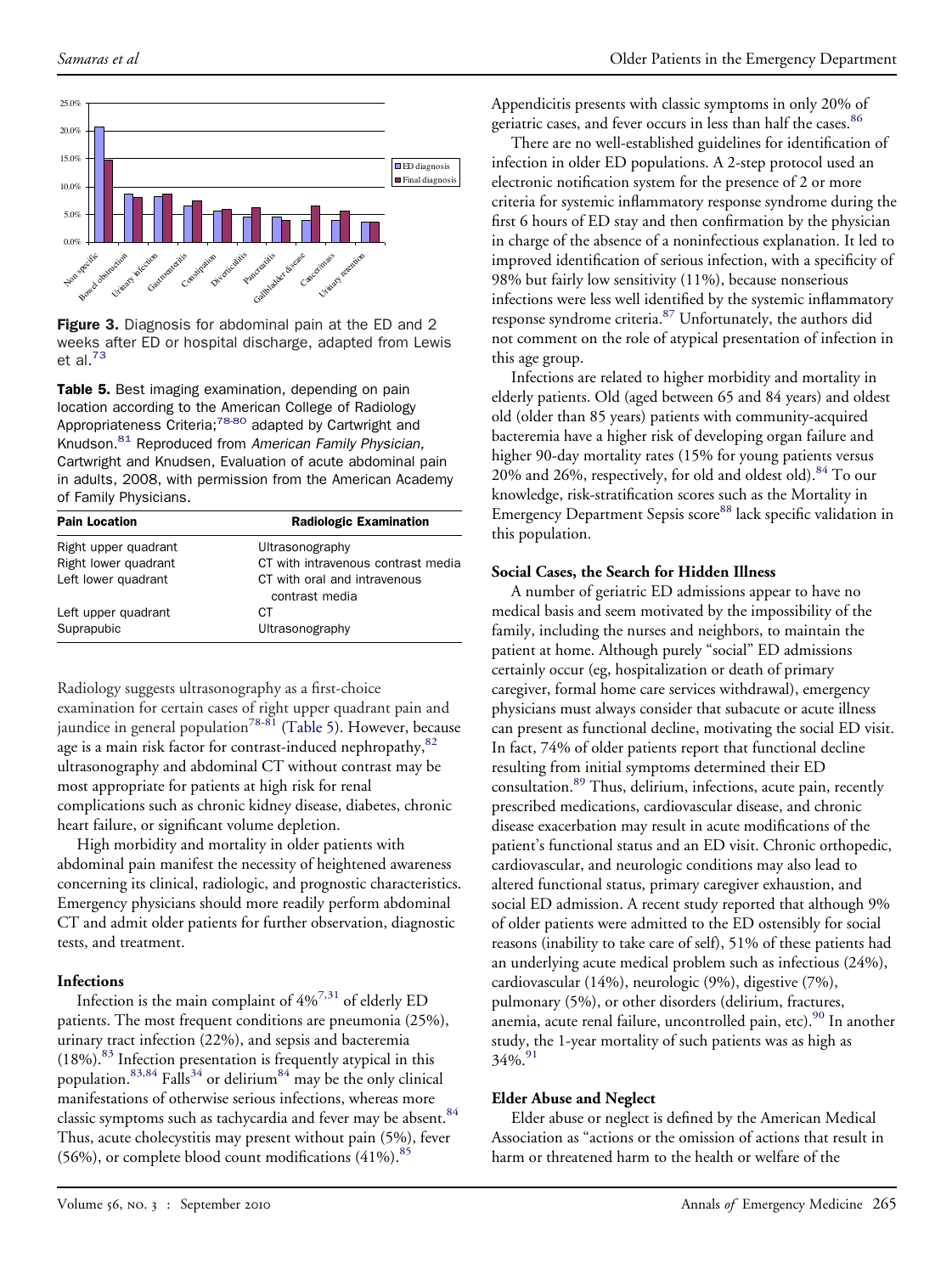Figure 3. Diagnosis for abdominal pain at the ED and 2 weeks after ED or hospital discharge, adapted from Lewis et al.[73]

**Table 5.** Best imaging examination, depending on pain location according to the American College of Radiology Appropriateness Criteria;[78-80] adapted by Cartwright and Knudson.[81] Reproduced from *American Family Physician*, Cartwright and Knudsen, Evaluation of acute abdominal pain in adults, 2008, with permission from the American Academy of Family Physicians.

| Pain Location | Radiologic Examination |
|---|---|
| Right upper quadrant | Ultrasonography |
| Right lower quadrant | CT with intravenous contrast media |
| Left lower quadrant | CT with oral and intravenous contrast media |
| Left upper quadrant | CT |
| Suprapubic | Ultrasonography |

Radiology suggests ultrasonography as a first-choice examination for certain cases of right upper quadrant pain and jaundice in general population[78-81] (Table 5). However, because age is a main risk factor for contrast-induced nephropathy,[82] ultrasonography and abdominal CT without contrast may be most appropriate for patients at high risk for renal complications such as chronic kidney disease, diabetes, chronic heart failure, or significant volume depletion.

High morbidity and mortality in older patients with abdominal pain manifest the necessity of heightened awareness concerning its clinical, radiologic, and prognostic characteristics. Emergency physicians should more readily perform abdominal CT and admit older patients for further observation, diagnostic tests, and treatment.

#### Infections

Infection is the main complaint of 4%[7,31] of elderly ED patients. The most frequent conditions are pneumonia (25%), urinary tract infection (22%), and sepsis and bacteremia (18%).[83] Infection presentation is frequently atypical in this population.[83,84] Falls[34] or delirium[84] may be the only clinical manifestations of otherwise serious infections, whereas more classic symptoms such as tachycardia and fever may be absent.[84] Thus, acute cholecystitis may present without pain (5%), fever (56%), or complete blood count modifications (41%).[85] Appendicitis presents with classic symptoms in only 20% of geriatric cases, and fever occurs in less than half the cases.[86]

There are no well-established guidelines for identification of infection in older ED populations. A 2-step protocol used an electronic notification system for the presence of 2 or more criteria for systemic inflammatory response syndrome during the first 6 hours of ED stay and then confirmation by the physician in charge of the absence of a noninfectious explanation. It led to improved identification of serious infection, with a specificity of 98% but fairly low sensitivity (11%), because nonserious infections were less well identified by the systemic inflammatory response syndrome criteria.[87] Unfortunately, the authors did not comment on the role of atypical presentation of infection in this age group.

Infections are related to higher morbidity and mortality in elderly patients. Old (aged between 65 and 84 years) and oldest old (older than 85 years) patients with community-acquired bacteremia have a higher risk of developing organ failure and higher 90-day mortality rates (15% for young patients versus 20% and 26%, respectively, for old and oldest old).[84] To our knowledge, risk-stratification scores such as the Mortality in Emergency Department Sepsis score[88] lack specific validation in this population.

#### Social Cases, the Search for Hidden Illness

A number of geriatric ED admissions appear to have no medical basis and seem motivated by the impossibility of the family, including the nurses and neighbors, to maintain the patient at home. Although purely "social" ED admissions certainly occur (eg, hospitalization or death of primary caregiver, formal home care services withdrawal), emergency physicians must always consider that subacute or acute illness can present as functional decline, motivating the social ED visit. In fact, 74% of older patients report that functional decline resulting from initial symptoms determined their ED consultation.[89] Thus, delirium, infections, acute pain, recently prescribed medications, cardiovascular disease, and chronic disease exacerbation may result in acute modifications of the patient's functional status and an ED visit. Chronic orthopedic, cardiovascular, and neurologic conditions may also lead to altered functional status, primary caregiver exhaustion, and social ED admission. A recent study reported that although 9% of older patients were admitted to the ED ostensibly for social reasons (inability to take care of self), 51% of these patients had an underlying acute medical problem such as infectious (24%), cardiovascular (14%), neurologic (9%), digestive (7%), pulmonary (5%), or other disorders (delirium, fractures, anemia, acute renal failure, uncontrolled pain, etc).[90] In another study, the 1-year mortality of such patients was as high as 34%.[91]

#### Elder Abuse and Neglect

Elder abuse or neglect is defined by the American Medical Association as "actions or the omission of actions that result in harm or threatened harm to the health or welfare of the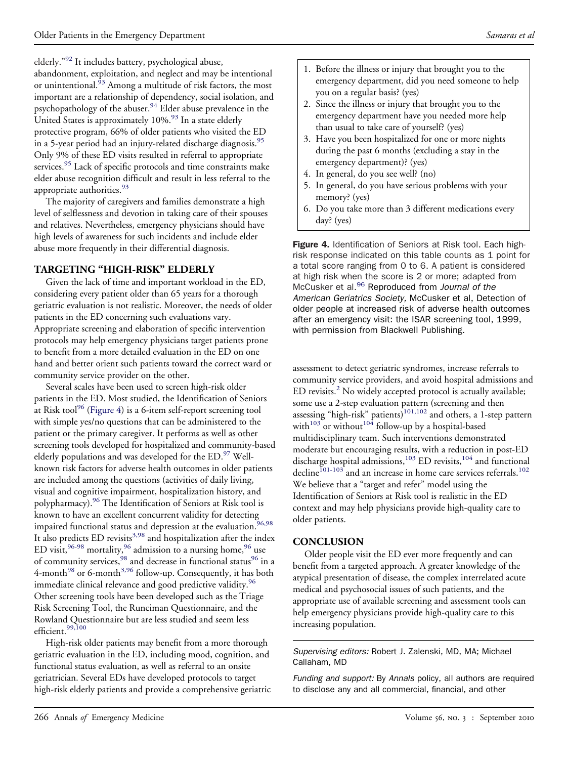elderly."[92] It includes battery, psychological abuse, abandonment, exploitation, and neglect and may be intentional or unintentional.[93] Among a multitude of risk factors, the most important are a relationship of dependency, social isolation, and psychopathology of the abuser.[94] Elder abuse prevalence in the United States is approximately 10%.[93] In a state elderly protective program, 66% of older patients who visited the ED in a 5-year period had an injury-related discharge diagnosis.[95] Only 9% of these ED visits resulted in referral to appropriate services.[95] Lack of specific protocols and time constraints make elder abuse recognition difficult and result in less referral to the appropriate authorities.[93]

The majority of caregivers and families demonstrate a high level of selflessness and devotion in taking care of their spouses and relatives. Nevertheless, emergency physicians should have high levels of awareness for such incidents and include elder abuse more frequently in their differential diagnosis.

## TARGETING "HIGH-RISK" ELDERLY

Given the lack of time and important workload in the ED, considering every patient older than 65 years for a thorough geriatric evaluation is not realistic. Moreover, the needs of older patients in the ED concerning such evaluations vary. Appropriate screening and elaboration of specific intervention protocols may help emergency physicians target patients prone to benefit from a more detailed evaluation in the ED on one hand and better orient such patients toward the correct ward or community service provider on the other.

Several scales have been used to screen high-risk older patients in the ED. Most studied, the Identification of Seniors at Risk tool[96] (Figure 4) is a 6-item self-report screening tool with simple yes/no questions that can be administered to the patient or the primary caregiver. It performs as well as other screening tools developed for hospitalized and community-based elderly populations and was developed for the ED.[97] Well-known risk factors for adverse health outcomes in older patients are included among the questions (activities of daily living, visual and cognitive impairment, hospitalization history, and polypharmacy).[96] The Identification of Seniors at Risk tool is known to have an excellent concurrent validity for detecting impaired functional status and depression at the evaluation.[96,98] It also predicts ED revisits[3,98] and hospitalization after the index ED visit,[96-98] mortality,[96] admission to a nursing home,[96] use of community services,[98] and decrease in functional status[96] in a 4-month[98] or 6-month[3,96] follow-up. Consequently, it has both immediate clinical relevance and good predictive validity.[96] Other screening tools have been developed such as the Triage Risk Screening Tool, the Runciman Questionnaire, and the Rowland Questionnaire but are less studied and seem less efficient.[99,100]

High-risk older patients may benefit from a more thorough geriatric evaluation in the ED, including mood, cognition, and functional status evaluation, as well as referral to an onsite geriatrician. Several EDs have developed protocols to target high-risk elderly patients and provide a comprehensive geriatric assessment to detect geriatric syndromes, increase referrals to community service providers, and avoid hospital admissions and ED revisits.[2] No widely accepted protocol is actually available; some use a 2-step evaluation pattern (screening and then assessing "high-risk" patients)[101,102] and others, a 1-step pattern with[103] or without[104] follow-up by a hospital-based multidisciplinary team. Such interventions demonstrated moderate but encouraging results, with a reduction in post-ED discharge hospital admissions,[103] ED revisits,[104] and functional decline[101-103] and an increase in home care services referrals.[102] We believe that a "target and refer" model using the Identification of Seniors at Risk tool is realistic in the ED context and may help physicians provide high-quality care to older patients.

1. Before the illness or injury that brought you to the emergency department, did you need someone to help you on a regular basis? (yes)
2. Since the illness or injury that brought you to the emergency department have you needed more help than usual to take care of yourself? (yes)
3. Have you been hospitalized for one or more nights during the past 6 months (excluding a stay in the emergency department)? (yes)
4. In general, do you see well? (no)
5. In general, do you have serious problems with your memory? (yes)
6. Do you take more than 3 different medications every day? (yes)

**Figure 4.** Identification of Seniors at Risk tool. Each high-risk response indicated on this table counts as 1 point for a total score ranging from 0 to 6. A patient is considered at high risk when the score is 2 or more; adapted from McCusker et al.[96] Reproduced from *Journal of the American Geriatrics Society,* McCusker et al, Detection of older people at increased risk of adverse health outcomes after an emergency visit: the ISAR screening tool, 1999, with permission from Blackwell Publishing.

## CONCLUSION

Older people visit the ED ever more frequently and can benefit from a targeted approach. A greater knowledge of the atypical presentation of disease, the complex interrelated acute medical and psychosocial issues of such patients, and the appropriate use of available screening and assessment tools can help emergency physicians provide high-quality care to this increasing population.

*Supervising editors:* Robert J. Zalenski, MD, MA; Michael Callaham, MD

*Funding and support:* By *Annals* policy, all authors are required to disclose any and all commercial, financial, and other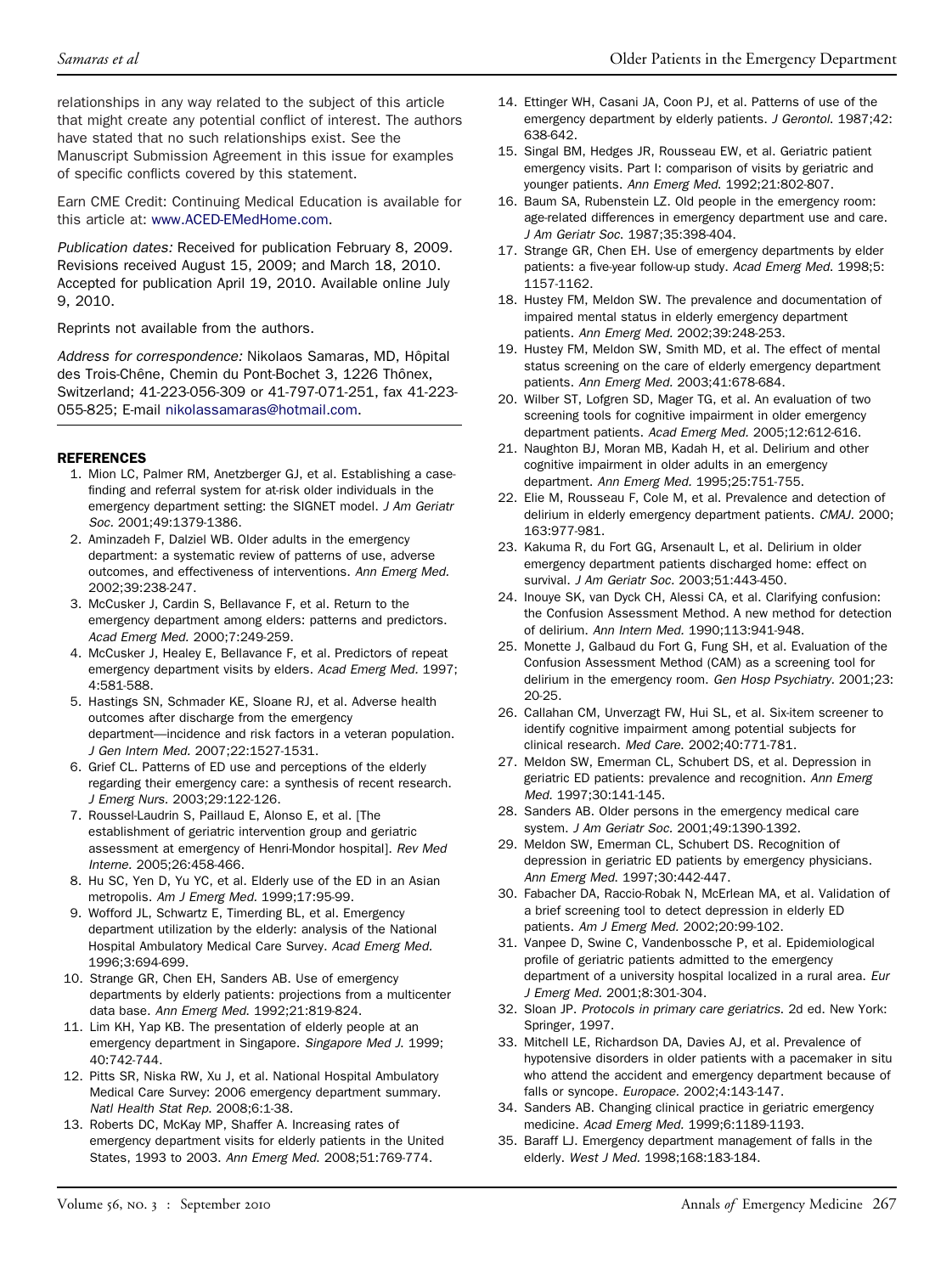relationships in any way related to the subject of this article that might create any potential conflict of interest. The authors have stated that no such relationships exist. See the Manuscript Submission Agreement in this issue for examples of specific conflicts covered by this statement.

Earn CME Credit: Continuing Medical Education is available for this article at: www.ACED-EMedHome.com.

*Publication dates:* Received for publication February 8, 2009. Revisions received August 15, 2009; and March 18, 2010. Accepted for publication April 19, 2010. Available online July 9, 2010.

Reprints not available from the authors.

*Address for correspondence:* Nikolaos Samaras, MD, Hôpital des Trois-Chêne, Chemin du Pont-Bochet 3, 1226 Thônex, Switzerland; 41-223-056-309 or 41-797-071-251, fax 41-223-055-825; E-mail nikolassamaras@hotmail.com.

## REFERENCES

1. Mion LC, Palmer RM, Anetzberger GJ, et al. Establishing a case-finding and referral system for at-risk older individuals in the emergency department setting: the SIGNET model. *J Am Geriatr Soc.* 2001;49:1379-1386.
2. Aminzadeh F, Dalziel WB. Older adults in the emergency department: a systematic review of patterns of use, adverse outcomes, and effectiveness of interventions. *Ann Emerg Med.* 2002;39:238-247.
3. McCusker J, Cardin S, Bellavance F, et al. Return to the emergency department among elders: patterns and predictors. *Acad Emerg Med.* 2000;7:249-259.
4. McCusker J, Healey E, Bellavance F, et al. Predictors of repeat emergency department visits by elders. *Acad Emerg Med.* 1997; 4:581-588.
5. Hastings SN, Schmader KE, Sloane RJ, et al. Adverse health outcomes after discharge from the emergency department—incidence and risk factors in a veteran population. *J Gen Intern Med.* 2007;22:1527-1531.
6. Grief CL. Patterns of ED use and perceptions of the elderly regarding their emergency care: a synthesis of recent research. *J Emerg Nurs.* 2003;29:122-126.
7. Roussel-Laudrin S, Paillaud E, Alonso E, et al. [The establishment of geriatric intervention group and geriatric assessment at emergency of Henri-Mondor hospital]. *Rev Med Interne.* 2005;26:458-466.
8. Hu SC, Yen D, Yu YC, et al. Elderly use of the ED in an Asian metropolis. *Am J Emerg Med.* 1999;17:95-99.
9. Wofford JL, Schwartz E, Timerding BL, et al. Emergency department utilization by the elderly: analysis of the National Hospital Ambulatory Medical Care Survey. *Acad Emerg Med.* 1996;3:694-699.
10. Strange GR, Chen EH, Sanders AB. Use of emergency departments by elderly patients: projections from a multicenter data base. *Ann Emerg Med.* 1992;21:819-824.
11. Lim KH, Yap KB. The presentation of elderly people at an emergency department in Singapore. *Singapore Med J.* 1999; 40:742-744.
12. Pitts SR, Niska RW, Xu J, et al. National Hospital Ambulatory Medical Care Survey: 2006 emergency department summary. *Natl Health Stat Rep.* 2008;6:1-38.
13. Roberts DC, McKay MP, Shaffer A. Increasing rates of emergency department visits for elderly patients in the United States, 1993 to 2003. *Ann Emerg Med.* 2008;51:769-774.
14. Ettinger WH, Casani JA, Coon PJ, et al. Patterns of use of the emergency department by elderly patients. *J Gerontol.* 1987;42: 638-642.
15. Singal BM, Hedges JR, Rousseau EW, et al. Geriatric patient emergency visits. Part I: comparison of visits by geriatric and younger patients. *Ann Emerg Med.* 1992;21:802-807.
16. Baum SA, Rubenstein LZ. Old people in the emergency room: age-related differences in emergency department use and care. *J Am Geriatr Soc.* 1987;35:398-404.
17. Strange GR, Chen EH. Use of emergency departments by elder patients: a five-year follow-up study. *Acad Emerg Med.* 1998;5: 1157-1162.
18. Hustey FM, Meldon SW. The prevalence and documentation of impaired mental status in elderly emergency department patients. *Ann Emerg Med.* 2002;39:248-253.
19. Hustey FM, Meldon SW, Smith MD, et al. The effect of mental status screening on the care of elderly emergency department patients. *Ann Emerg Med.* 2003;41:678-684.
20. Wilber ST, Lofgren SD, Mager TG, et al. An evaluation of two screening tools for cognitive impairment in older emergency department patients. *Acad Emerg Med.* 2005;12:612-616.
21. Naughton BJ, Moran MB, Kadah H, et al. Delirium and other cognitive impairment in older adults in an emergency department. *Ann Emerg Med.* 1995;25:751-755.
22. Elie M, Rousseau F, Cole M, et al. Prevalence and detection of delirium in elderly emergency department patients. *CMAJ.* 2000; 163:977-981.
23. Kakuma R, du Fort GG, Arsenault L, et al. Delirium in older emergency department patients discharged home: effect on survival. *J Am Geriatr Soc.* 2003;51:443-450.
24. Inouye SK, van Dyck CH, Alessi CA, et al. Clarifying confusion: the Confusion Assessment Method. A new method for detection of delirium. *Ann Intern Med.* 1990;113:941-948.
25. Monette J, Galbaud du Fort G, Fung SH, et al. Evaluation of the Confusion Assessment Method (CAM) as a screening tool for delirium in the emergency room. *Gen Hosp Psychiatry.* 2001;23: 20-25.
26. Callahan CM, Unverzagt FW, Hui SL, et al. Six-item screener to identify cognitive impairment among potential subjects for clinical research. *Med Care.* 2002;40:771-781.
27. Meldon SW, Emerman CL, Schubert DS, et al. Depression in geriatric ED patients: prevalence and recognition. *Ann Emerg Med.* 1997;30:141-145.
28. Sanders AB. Older persons in the emergency medical care system. *J Am Geriatr Soc.* 2001;49:1390-1392.
29. Meldon SW, Emerman CL, Schubert DS. Recognition of depression in geriatric ED patients by emergency physicians. *Ann Emerg Med.* 1997;30:442-447.
30. Fabacher DA, Raccio-Robak N, McErlean MA, et al. Validation of a brief screening tool to detect depression in elderly ED patients. *Am J Emerg Med.* 2002;20:99-102.
31. Vanpee D, Swine C, Vandenbossche P, et al. Epidemiological profile of geriatric patients admitted to the emergency department of a university hospital localized in a rural area. *Eur J Emerg Med.* 2001;8:301-304.
32. Sloan JP. *Protocols in primary care geriatrics.* 2d ed. New York: Springer, 1997.
33. Mitchell LE, Richardson DA, Davies AJ, et al. Prevalence of hypotensive disorders in older patients with a pacemaker in situ who attend the accident and emergency department because of falls or syncope. *Europace.* 2002;4:143-147.
34. Sanders AB. Changing clinical practice in geriatric emergency medicine. *Acad Emerg Med.* 1999;6:1189-1193.
35. Baraff LJ. Emergency department management of falls in the elderly. *West J Med.* 1998;168:183-184.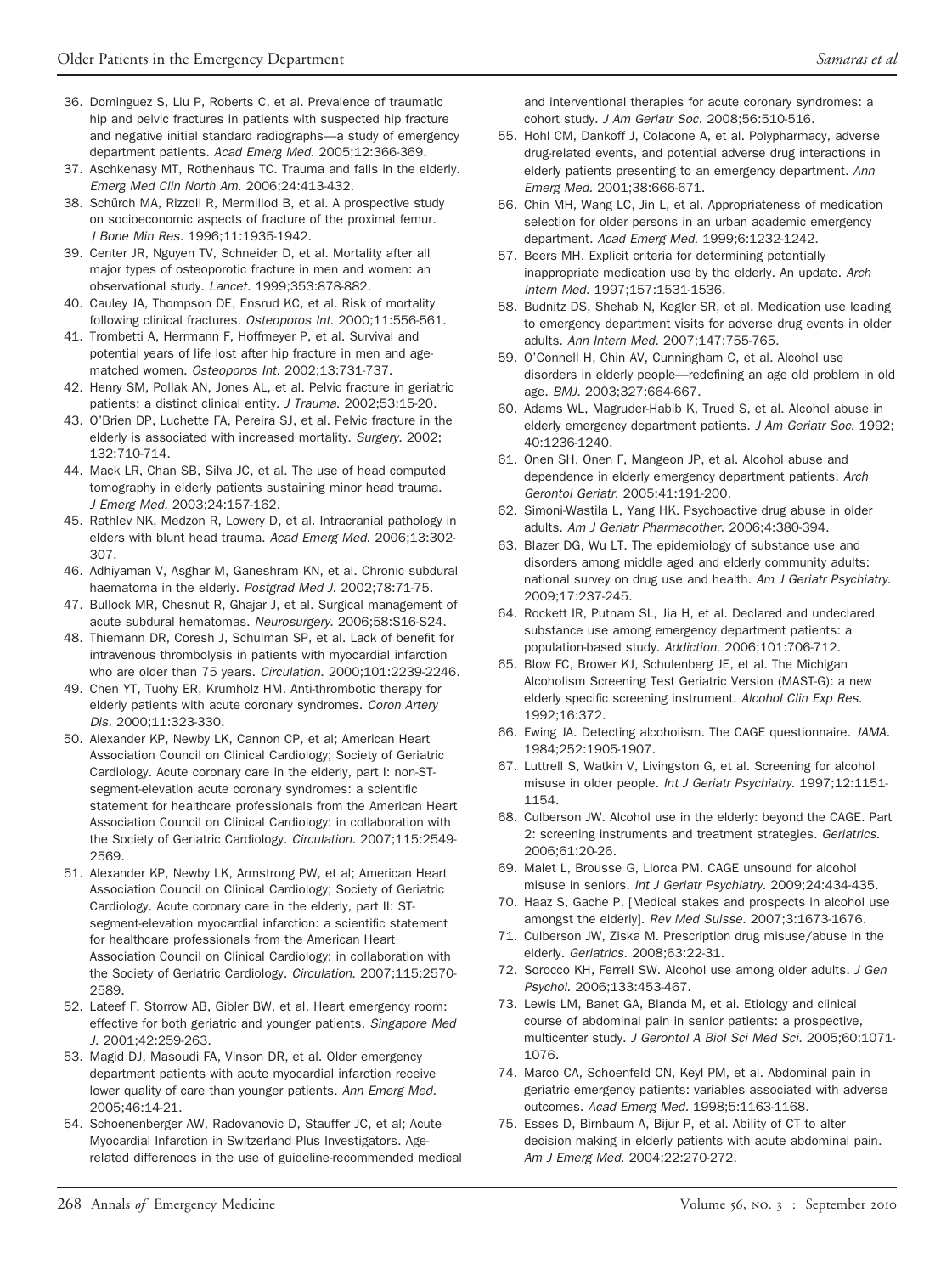36. Dominguez S, Liu P, Roberts C, et al. Prevalence of traumatic hip and pelvic fractures in patients with suspected hip fracture and negative initial standard radiographs—a study of emergency department patients. *Acad Emerg Med.* 2005;12:366-369.
37. Aschkenasy MT, Rothenhaus TC. Trauma and falls in the elderly. *Emerg Med Clin North Am.* 2006;24:413-432.
38. Schürch MA, Rizzoli R, Mermillod B, et al. A prospective study on socioeconomic aspects of fracture of the proximal femur. *J Bone Min Res.* 1996;11:1935-1942.
39. Center JR, Nguyen TV, Schneider D, et al. Mortality after all major types of osteoporotic fracture in men and women: an observational study. *Lancet.* 1999;353:878-882.
40. Cauley JA, Thompson DE, Ensrud KC, et al. Risk of mortality following clinical fractures. *Osteoporos Int.* 2000;11:556-561.
41. Trombetti A, Herrmann F, Hoffmeyer P, et al. Survival and potential years of life lost after hip fracture in men and age-matched women. *Osteoporos Int.* 2002;13:731-737.
42. Henry SM, Pollak AN, Jones AL, et al. Pelvic fracture in geriatric patients: a distinct clinical entity. *J Trauma.* 2002;53:15-20.
43. O'Brien DP, Luchette FA, Pereira SJ, et al. Pelvic fracture in the elderly is associated with increased mortality. *Surgery.* 2002; 132:710-714.
44. Mack LR, Chan SB, Silva JC, et al. The use of head computed tomography in elderly patients sustaining minor head trauma. *J Emerg Med.* 2003;24:157-162.
45. Rathlev NK, Medzon R, Lowery D, et al. Intracranial pathology in elders with blunt head trauma. *Acad Emerg Med.* 2006;13:302-307.
46. Adhiyaman V, Asghar M, Ganeshram KN, et al. Chronic subdural haematoma in the elderly. *Postgrad Med J.* 2002;78:71-75.
47. Bullock MR, Chesnut R, Ghajar J, et al. Surgical management of acute subdural hematomas. *Neurosurgery.* 2006;58:S16-S24.
48. Thiemann DR, Coresh J, Schulman SP, et al. Lack of benefit for intravenous thrombolysis in patients with myocardial infarction who are older than 75 years. *Circulation.* 2000;101:2239-2246.
49. Chen YT, Tuohy ER, Krumholz HM. Anti-thrombotic therapy for elderly patients with acute coronary syndromes. *Coron Artery Dis.* 2000;11:323-330.
50. Alexander KP, Newby LK, Cannon CP, et al; American Heart Association Council on Clinical Cardiology; Society of Geriatric Cardiology. Acute coronary care in the elderly, part I: non-ST-segment-elevation acute coronary syndromes: a scientific statement for healthcare professionals from the American Heart Association Council on Clinical Cardiology: in collaboration with the Society of Geriatric Cardiology. *Circulation.* 2007;115:2549-2569.
51. Alexander KP, Newby LK, Armstrong PW, et al; American Heart Association Council on Clinical Cardiology; Society of Geriatric Cardiology. Acute coronary care in the elderly, part II: ST-segment-elevation myocardial infarction: a scientific statement for healthcare professionals from the American Heart Association Council on Clinical Cardiology: in collaboration with the Society of Geriatric Cardiology. *Circulation.* 2007;115:2570-2589.
52. Lateef F, Storrow AB, Gibler BW, et al. Heart emergency room: effective for both geriatric and younger patients. *Singapore Med J.* 2001;42:259-263.
53. Magid DJ, Masoudi FA, Vinson DR, et al. Older emergency department patients with acute myocardial infarction receive lower quality of care than younger patients. *Ann Emerg Med.* 2005;46:14-21.
54. Schoenenberger AW, Radovanovic D, Stauffer JC, et al; Acute Myocardial Infarction in Switzerland Plus Investigators. Age-related differences in the use of guideline-recommended medical and interventional therapies for acute coronary syndromes: a cohort study. *J Am Geriatr Soc.* 2008;56:510-516.
55. Hohl CM, Dankoff J, Colacone A, et al. Polypharmacy, adverse drug-related events, and potential adverse drug interactions in elderly patients presenting to an emergency department. *Ann Emerg Med.* 2001;38:666-671.
56. Chin MH, Wang LC, Jin L, et al. Appropriateness of medication selection for older persons in an urban academic emergency department. *Acad Emerg Med.* 1999;6:1232-1242.
57. Beers MH. Explicit criteria for determining potentially inappropriate medication use by the elderly. An update. *Arch Intern Med.* 1997;157:1531-1536.
58. Budnitz DS, Shehab N, Kegler SR, et al. Medication use leading to emergency department visits for adverse drug events in older adults. *Ann Intern Med.* 2007;147:755-765.
59. O'Connell H, Chin AV, Cunningham C, et al. Alcohol use disorders in elderly people—redefining an age old problem in old age. *BMJ.* 2003;327:664-667.
60. Adams WL, Magruder-Habib K, Trued S, et al. Alcohol abuse in elderly emergency department patients. *J Am Geriatr Soc.* 1992; 40:1236-1240.
61. Onen SH, Onen F, Mangeon JP, et al. Alcohol abuse and dependence in elderly emergency department patients. *Arch Gerontol Geriatr.* 2005;41:191-200.
62. Simoni-Wastila L, Yang HK. Psychoactive drug abuse in older adults. *Am J Geriatr Pharmacother.* 2006;4:380-394.
63. Blazer DG, Wu LT. The epidemiology of substance use and disorders among middle aged and elderly community adults: national survey on drug use and health. *Am J Geriatr Psychiatry.* 2009;17:237-245.
64. Rockett IR, Putnam SL, Jia H, et al. Declared and undeclared substance use among emergency department patients: a population-based study. *Addiction.* 2006;101:706-712.
65. Blow FC, Brower KJ, Schulenberg JE, et al. The Michigan Alcoholism Screening Test Geriatric Version (MAST-G): a new elderly specific screening instrument. *Alcohol Clin Exp Res.* 1992;16:372.
66. Ewing JA. Detecting alcoholism. The CAGE questionnaire. *JAMA.* 1984;252:1905-1907.
67. Luttrell S, Watkin V, Livingston G, et al. Screening for alcohol misuse in older people. *Int J Geriatr Psychiatry.* 1997;12:1151-1154.
68. Culberson JW. Alcohol use in the elderly: beyond the CAGE. Part 2: screening instruments and treatment strategies. *Geriatrics.* 2006;61:20-26.
69. Malet L, Brousse G, Llorca PM. CAGE unsound for alcohol misuse in seniors. *Int J Geriatr Psychiatry.* 2009;24:434-435.
70. Haaz S, Gache P. [Medical stakes and prospects in alcohol use amongst the elderly]. *Rev Med Suisse.* 2007;3:1673-1676.
71. Culberson JW, Ziska M. Prescription drug misuse/abuse in the elderly. *Geriatrics.* 2008;63:22-31.
72. Sorocco KH, Ferrell SW. Alcohol use among older adults. *J Gen Psychol.* 2006;133:453-467.
73. Lewis LM, Banet GA, Blanda M, et al. Etiology and clinical course of abdominal pain in senior patients: a prospective, multicenter study. *J Gerontol A Biol Sci Med Sci.* 2005;60:1071-1076.
74. Marco CA, Schoenfeld CN, Keyl PM, et al. Abdominal pain in geriatric emergency patients: variables associated with adverse outcomes. *Acad Emerg Med.* 1998;5:1163-1168.
75. Esses D, Birnbaum A, Bijur P, et al. Ability of CT to alter decision making in elderly patients with acute abdominal pain. *Am J Emerg Med.* 2004;22:270-272.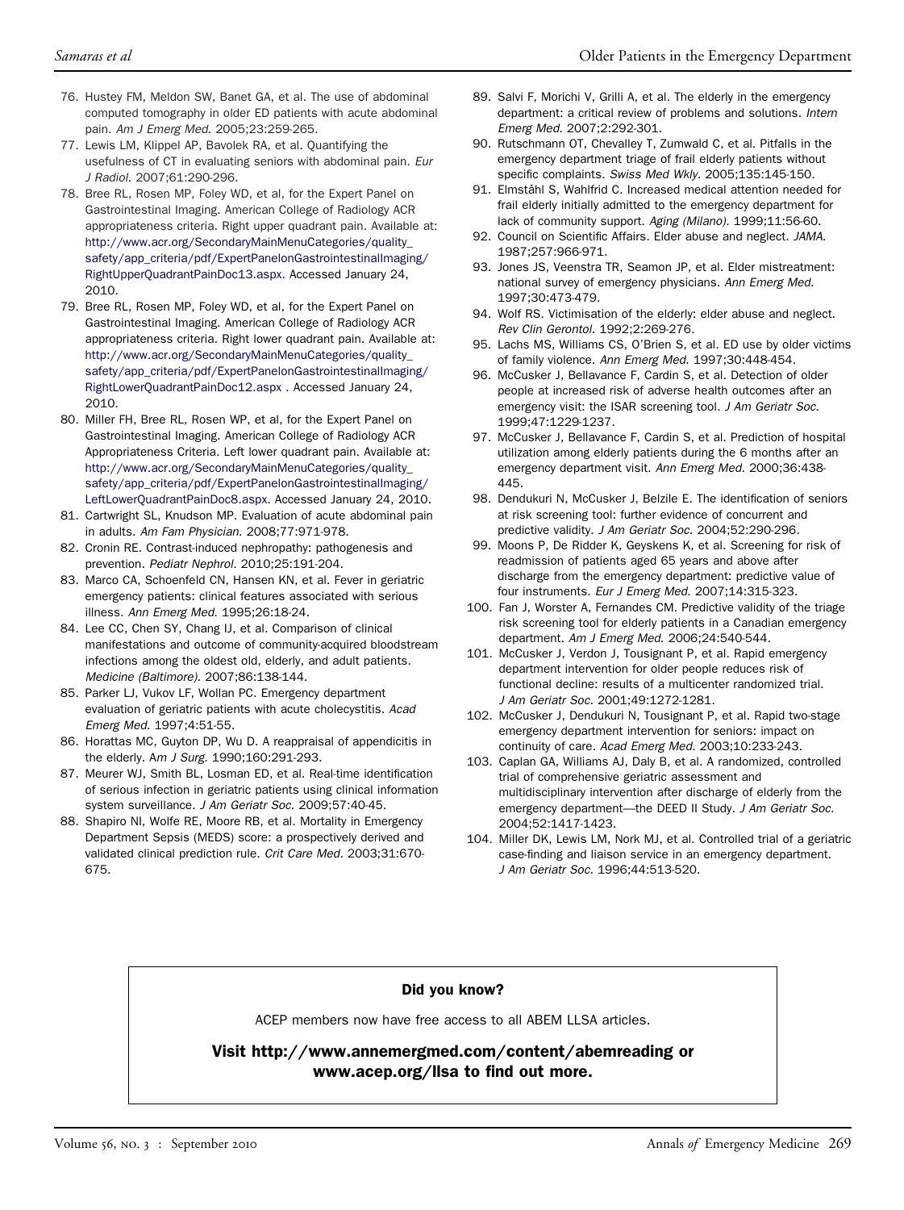76. Hustey FM, Meldon SW, Banet GA, et al. The use of abdominal computed tomography in older ED patients with acute abdominal pain. *Am J Emerg Med.* 2005;23:259-265.
77. Lewis LM, Klippel AP, Bavolek RA, et al. Quantifying the usefulness of CT in evaluating seniors with abdominal pain. *Eur J Radiol.* 2007;61:290-296.
78. Bree RL, Rosen MP, Foley WD, et al, for the Expert Panel on Gastrointestinal Imaging. American College of Radiology ACR appropriateness criteria. Right upper quadrant pain. Available at: http://www.acr.org/SecondaryMainMenuCategories/quality_safety/app_criteria/pdf/ExpertPanelonGastrointestinalImaging/RightUpperQuadrantPainDoc13.aspx. Accessed January 24, 2010.
79. Bree RL, Rosen MP, Foley WD, et al, for the Expert Panel on Gastrointestinal Imaging. American College of Radiology ACR appropriateness criteria. Right lower quadrant pain. Available at: http://www.acr.org/SecondaryMainMenuCategories/quality_safety/app_criteria/pdf/ExpertPanelonGastrointestinalImaging/RightLowerQuadrantPainDoc12.aspx . Accessed January 24, 2010.
80. Miller FH, Bree RL, Rosen WP, et al, for the Expert Panel on Gastrointestinal Imaging. American College of Radiology ACR Appropriateness Criteria. Left lower quadrant pain. Available at: http://www.acr.org/SecondaryMainMenuCategories/quality_safety/app_criteria/pdf/ExpertPanelonGastrointestinalImaging/LeftLowerQuadrantPainDoc8.aspx. Accessed January 24, 2010.
81. Cartwright SL, Knudson MP. Evaluation of acute abdominal pain in adults. *Am Fam Physician.* 2008;77:971-978.
82. Cronin RE. Contrast-induced nephropathy: pathogenesis and prevention. *Pediatr Nephrol.* 2010;25:191-204.
83. Marco CA, Schoenfeld CN, Hansen KN, et al. Fever in geriatric emergency patients: clinical features associated with serious illness. *Ann Emerg Med.* 1995;26:18-24.
84. Lee CC, Chen SY, Chang IJ, et al. Comparison of clinical manifestations and outcome of community-acquired bloodstream infections among the oldest old, elderly, and adult patients. *Medicine (Baltimore).* 2007;86:138-144.
85. Parker LJ, Vukov LF, Wollan PC. Emergency department evaluation of geriatric patients with acute cholecystitis. *Acad Emerg Med.* 1997;4:51-55.
86. Horattas MC, Guyton DP, Wu D. A reappraisal of appendicitis in the elderly. *Am J Surg.* 1990;160:291-293.
87. Meurer WJ, Smith BL, Losman ED, et al. Real-time identification of serious infection in geriatric patients using clinical information system surveillance. *J Am Geriatr Soc.* 2009;57:40-45.
88. Shapiro NI, Wolfe RE, Moore RB, et al. Mortality in Emergency Department Sepsis (MEDS) score: a prospectively derived and validated clinical prediction rule. *Crit Care Med.* 2003;31:670-675.
89. Salvi F, Morichi V, Grilli A, et al. The elderly in the emergency department: a critical review of problems and solutions. *Intern Emerg Med.* 2007;2:292-301.
90. Rutschmann OT, Chevalley T, Zumwald C, et al. Pitfalls in the emergency department triage of frail elderly patients without specific complaints. *Swiss Med Wkly.* 2005;135:145-150.
91. Elmståhl S, Wahlfrid C. Increased medical attention needed for frail elderly initially admitted to the emergency department for lack of community support. *Aging (Milano).* 1999;11:56-60.
92. Council on Scientific Affairs. Elder abuse and neglect. *JAMA.* 1987;257:966-971.
93. Jones JS, Veenstra TR, Seamon JP, et al. Elder mistreatment: national survey of emergency physicians. *Ann Emerg Med.* 1997;30:473-479.
94. Wolf RS. Victimisation of the elderly: elder abuse and neglect. *Rev Clin Gerontol.* 1992;2:269-276.
95. Lachs MS, Williams CS, O'Brien S, et al. ED use by older victims of family violence. *Ann Emerg Med.* 1997;30:448-454.
96. McCusker J, Bellavance F, Cardin S, et al. Detection of older people at increased risk of adverse health outcomes after an emergency visit: the ISAR screening tool. *J Am Geriatr Soc.* 1999;47:1229-1237.
97. McCusker J, Bellavance F, Cardin S, et al. Prediction of hospital utilization among elderly patients during the 6 months after an emergency department visit. *Ann Emerg Med.* 2000;36:438-445.
98. Dendukuri N, McCusker J, Belzile E. The identification of seniors at risk screening tool: further evidence of concurrent and predictive validity. *J Am Geriatr Soc.* 2004;52:290-296.
99. Moons P, De Ridder K, Geyskens K, et al. Screening for risk of readmission of patients aged 65 years and above after discharge from the emergency department: predictive value of four instruments. *Eur J Emerg Med.* 2007;14:315-323.
100. Fan J, Worster A, Fernandes CM. Predictive validity of the triage risk screening tool for elderly patients in a Canadian emergency department. *Am J Emerg Med.* 2006;24:540-544.
101. McCusker J, Verdon J, Tousignant P, et al. Rapid emergency department intervention for older people reduces risk of functional decline: results of a multicenter randomized trial. *J Am Geriatr Soc.* 2001;49:1272-1281.
102. McCusker J, Dendukuri N, Tousignant P, et al. Rapid two-stage emergency department intervention for seniors: impact on continuity of care. *Acad Emerg Med.* 2003;10:233-243.
103. Caplan GA, Williams AJ, Daly B, et al. A randomized, controlled trial of comprehensive geriatric assessment and multidisciplinary intervention after discharge of elderly from the emergency department—the DEED II Study. *J Am Geriatr Soc.* 2004;52:1417-1423.
104. Miller DK, Lewis LM, Nork MJ, et al. Controlled trial of a geriatric case-finding and liaison service in an emergency department. *J Am Geriatr Soc.* 1996;44:513-520.

**Did you know?**

ACEP members now have free access to all ABEM LLSA articles.

**Visit http://www.annemergmed.com/content/abemreading or www.acep.org/llsa to find out more.**